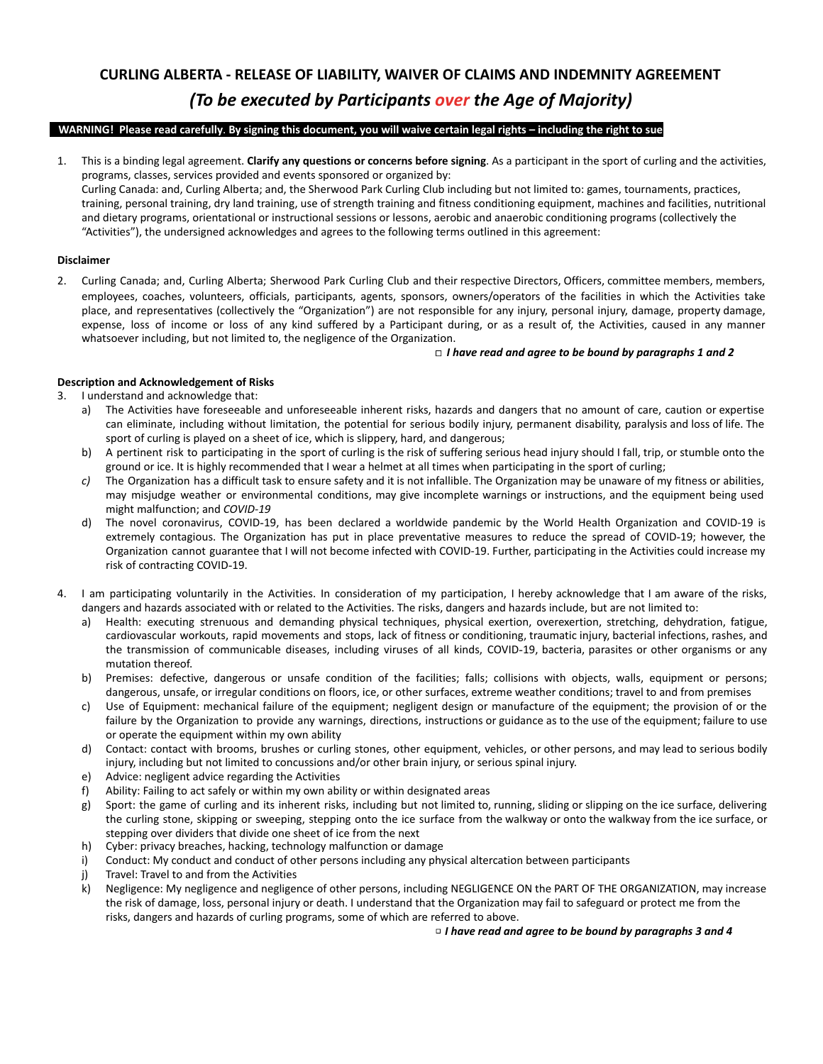# CURLING ALBERTA - RELEASE OF LIABILITY, WAIVER OF CLAIMS AND INDEMNITY AGREEMENT

## *(To be executed by Participants over the Age of Majority)*

**WARNING! Please read carefully. By signing this document, you will waive certain legal rights – including the right to sue**

1. This is a binding legal agreement. **Clarify any questions or concerns before signing**. As a participant in the sport of curling and the activities, programs, classes, services provided and events sponsored or organized by:
   Curling Canada: and, Curling Alberta; and, the Sherwood Park Curling Club including but not limited to: games, tournaments, practices, training, personal training, dry land training, use of strength training and fitness conditioning equipment, machines and facilities, nutritional and dietary programs, orientational or instructional sessions or lessons, aerobic and anaerobic conditioning programs (collectively the "Activities"), the undersigned acknowledges and agrees to the following terms outlined in this agreement:

**Disclaimer**

2. Curling Canada; and, Curling Alberta; Sherwood Park Curling Club and their respective Directors, Officers, committee members, members, employees, coaches, volunteers, officials, participants, agents, sponsors, owners/operators of the facilities in which the Activities take place, and representatives (collectively the "Organization") are not responsible for any injury, personal injury, damage, property damage, expense, loss of income or loss of any kind suffered by a Participant during, or as a result of, the Activities, caused in any manner whatsoever including, but not limited to, the negligence of the Organization.

□ ***I have read and agree to be bound by paragraphs 1 and 2***

**Description and Acknowledgement of Risks**

3. I understand and acknowledge that:
   a) The Activities have foreseeable and unforeseeable inherent risks, hazards and dangers that no amount of care, caution or expertise can eliminate, including without limitation, the potential for serious bodily injury, permanent disability, paralysis and loss of life. The sport of curling is played on a sheet of ice, which is slippery, hard, and dangerous;
   b) A pertinent risk to participating in the sport of curling is the risk of suffering serious head injury should I fall, trip, or stumble onto the ground or ice. It is highly recommended that I wear a helmet at all times when participating in the sport of curling;
   *c)* The Organization has a difficult task to ensure safety and it is not infallible. The Organization may be unaware of my fitness or abilities, may misjudge weather or environmental conditions, may give incomplete warnings or instructions, and the equipment being used might malfunction; and *COVID-19*
   d) The novel coronavirus, COVID-19, has been declared a worldwide pandemic by the World Health Organization and COVID-19 is extremely contagious. The Organization has put in place preventative measures to reduce the spread of COVID-19; however, the Organization cannot guarantee that I will not become infected with COVID-19. Further, participating in the Activities could increase my risk of contracting COVID-19.

4. I am participating voluntarily in the Activities. In consideration of my participation, I hereby acknowledge that I am aware of the risks, dangers and hazards associated with or related to the Activities. The risks, dangers and hazards include, but are not limited to:
   a) Health: executing strenuous and demanding physical techniques, physical exertion, overexertion, stretching, dehydration, fatigue, cardiovascular workouts, rapid movements and stops, lack of fitness or conditioning, traumatic injury, bacterial infections, rashes, and the transmission of communicable diseases, including viruses of all kinds, COVID-19, bacteria, parasites or other organisms or any mutation thereof.
   b) Premises: defective, dangerous or unsafe condition of the facilities; falls; collisions with objects, walls, equipment or persons; dangerous, unsafe, or irregular conditions on floors, ice, or other surfaces, extreme weather conditions; travel to and from premises
   c) Use of Equipment: mechanical failure of the equipment; negligent design or manufacture of the equipment; the provision of or the failure by the Organization to provide any warnings, directions, instructions or guidance as to the use of the equipment; failure to use or operate the equipment within my own ability
   d) Contact: contact with brooms, brushes or curling stones, other equipment, vehicles, or other persons, and may lead to serious bodily injury, including but not limited to concussions and/or other brain injury, or serious spinal injury.
   e) Advice: negligent advice regarding the Activities
   f) Ability: Failing to act safely or within my own ability or within designated areas
   g) Sport: the game of curling and its inherent risks, including but not limited to, running, sliding or slipping on the ice surface, delivering the curling stone, skipping or sweeping, stepping onto the ice surface from the walkway or onto the walkway from the ice surface, or stepping over dividers that divide one sheet of ice from the next
   h) Cyber: privacy breaches, hacking, technology malfunction or damage
   i) Conduct: My conduct and conduct of other persons including any physical altercation between participants
   j) Travel: Travel to and from the Activities
   k) Negligence: My negligence and negligence of other persons, including NEGLIGENCE ON the PART OF THE ORGANIZATION, may increase the risk of damage, loss, personal injury or death. I understand that the Organization may fail to safeguard or protect me from the risks, dangers and hazards of curling programs, some of which are referred to above.

□ ***I have read and agree to be bound by paragraphs 3 and 4***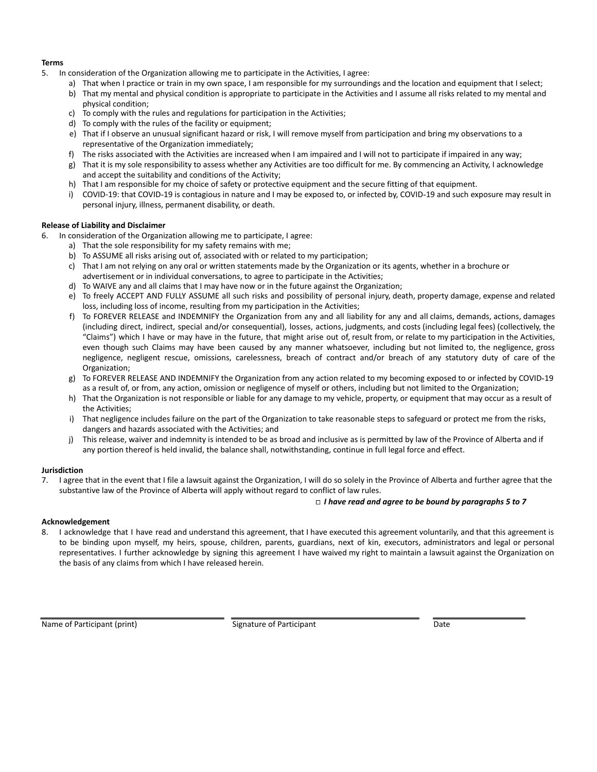**Terms**

5. In consideration of the Organization allowing me to participate in the Activities, I agree:
    a) That when I practice or train in my own space, I am responsible for my surroundings and the location and equipment that I select;
    b) That my mental and physical condition is appropriate to participate in the Activities and I assume all risks related to my mental and physical condition;
    c) To comply with the rules and regulations for participation in the Activities;
    d) To comply with the rules of the facility or equipment;
    e) That if I observe an unusual significant hazard or risk, I will remove myself from participation and bring my observations to a representative of the Organization immediately;
    f) The risks associated with the Activities are increased when I am impaired and I will not to participate if impaired in any way;
    g) That it is my sole responsibility to assess whether any Activities are too difficult for me. By commencing an Activity, I acknowledge and accept the suitability and conditions of the Activity;
    h) That I am responsible for my choice of safety or protective equipment and the secure fitting of that equipment.
    i) COVID-19: that COVID-19 is contagious in nature and I may be exposed to, or infected by, COVID-19 and such exposure may result in personal injury, illness, permanent disability, or death.

**Release of Liability and Disclaimer**

6. In consideration of the Organization allowing me to participate, I agree:
    a) That the sole responsibility for my safety remains with me;
    b) To ASSUME all risks arising out of, associated with or related to my participation;
    c) That I am not relying on any oral or written statements made by the Organization or its agents, whether in a brochure or advertisement or in individual conversations, to agree to participate in the Activities;
    d) To WAIVE any and all claims that I may have now or in the future against the Organization;
    e) To freely ACCEPT AND FULLY ASSUME all such risks and possibility of personal injury, death, property damage, expense and related loss, including loss of income, resulting from my participation in the Activities;
    f) To FOREVER RELEASE and INDEMNIFY the Organization from any and all liability for any and all claims, demands, actions, damages (including direct, indirect, special and/or consequential), losses, actions, judgments, and costs (including legal fees) (collectively, the "Claims") which I have or may have in the future, that might arise out of, result from, or relate to my participation in the Activities, even though such Claims may have been caused by any manner whatsoever, including but not limited to, the negligence, gross negligence, negligent rescue, omissions, carelessness, breach of contract and/or breach of any statutory duty of care of the Organization;
    g) To FOREVER RELEASE AND INDEMNIFY the Organization from any action related to my becoming exposed to or infected by COVID-19 as a result of, or from, any action, omission or negligence of myself or others, including but not limited to the Organization;
    h) That the Organization is not responsible or liable for any damage to my vehicle, property, or equipment that may occur as a result of the Activities;
    i) That negligence includes failure on the part of the Organization to take reasonable steps to safeguard or protect me from the risks, dangers and hazards associated with the Activities; and
    j) This release, waiver and indemnity is intended to be as broad and inclusive as is permitted by law of the Province of Alberta and if any portion thereof is held invalid, the balance shall, notwithstanding, continue in full legal force and effect.

**Jurisdiction**

7. I agree that in the event that I file a lawsuit against the Organization, I will do so solely in the Province of Alberta and further agree that the substantive law of the Province of Alberta will apply without regard to conflict of law rules.

□ ***I have read and agree to be bound by paragraphs 5 to 7***

**Acknowledgement**

8. I acknowledge that I have read and understand this agreement, that I have executed this agreement voluntarily, and that this agreement is to be binding upon myself, my heirs, spouse, children, parents, guardians, next of kin, executors, administrators and legal or personal representatives. I further acknowledge by signing this agreement I have waived my right to maintain a lawsuit against the Organization on the basis of any claims from which I have released herein.

Name of Participant (print) \_\_\_\_\_\_\_\_\_\_\_\_\_\_\_\_\_\_\_\_

Signature of Participant \_\_\_\_\_\_\_\_\_\_\_\_\_\_\_\_\_\_\_\_

Date \_\_\_\_\_\_\_\_\_\_\_\_